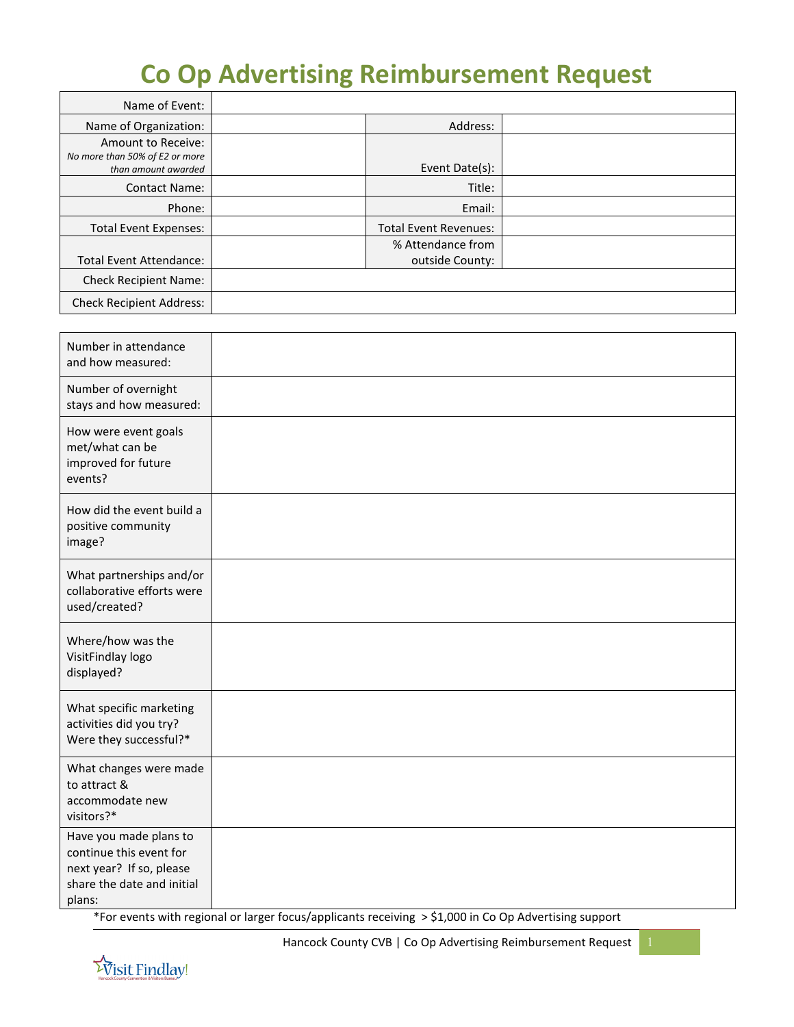# Co Op Advertising Reimbursement Request

| | | | |
|---|---|---|---|
| Name of Event: | | | |
| Name of Organization: | | Address: | |
| Amount to Receive: *No more than 50% of E2 or more than amount awarded* | | Event Date(s): | |
| Contact Name: | | Title: | |
| Phone: | | Email: | |
| Total Event Expenses: | | Total Event Revenues: | |
| Total Event Attendance: | | % Attendance from outside County: | |
| Check Recipient Name: | | | |
| Check Recipient Address: | | | |

| | |
|---|---|
| Number in attendance and how measured: | |
| Number of overnight stays and how measured: | |
| How were event goals met/what can be improved for future events? | |
| How did the event build a positive community image? | |
| What partnerships and/or collaborative efforts were used/created? | |
| Where/how was the VisitFindlay logo displayed? | |
| What specific marketing activities did you try? Were they successful?* | |
| What changes were made to attract & accommodate new visitors?* | |
| Have you made plans to continue this event for next year? If so, please share the date and initial plans: | |

*For events with regional or larger focus/applicants receiving > $1,000 in Co Op Advertising support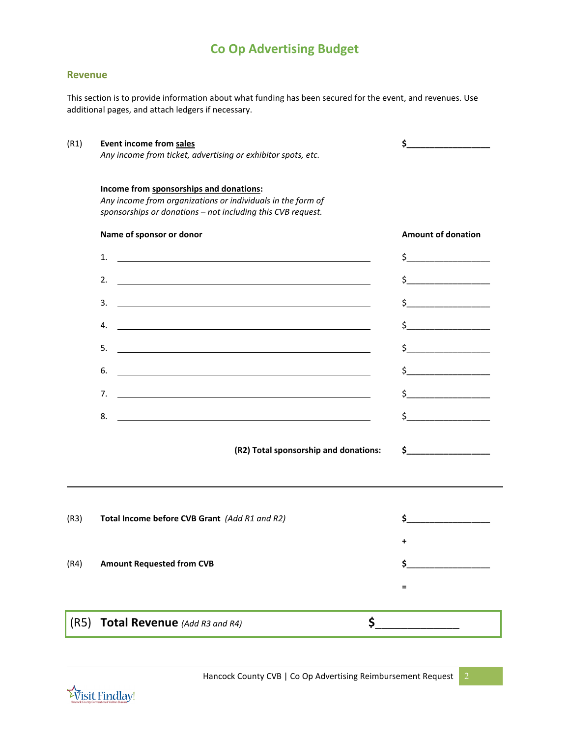# Co Op Advertising Budget

## Revenue

This section is to provide information about what funding has been secured for the event, and revenues. Use additional pages, and attach ledgers if necessary.

(R1) **Event income from <u>sales</u>** **$_________________**
*Any income from ticket, advertising or exhibitor spots, etc.*

**Income from <u>sponsorships and donations</u>:**
*Any income from organizations or individuals in the form of sponsorships or donations – not including this CVB request.*

| Name of sponsor or donor | Amount of donation |
|---|---|
| 1. ______________________________ | $_________________ |
| 2. ______________________________ | $_________________ |
| 3. ______________________________ | $_________________ |
| 4. ______________________________ | $_________________ |
| 5. ______________________________ | $_________________ |
| 6. ______________________________ | $_________________ |
| 7. ______________________________ | $_________________ |
| 8. ______________________________ | $_________________ |

**(R2) Total sponsorship and donations:** **$_________________**

---

(R3) **Total Income before CVB Grant** *(Add R1 and R2)* **$_________________**

**+**

(R4) **Amount Requested from CVB** **$_________________**

**=**

(R5) **Total Revenue** *(Add R3 and R4)* **$_______________**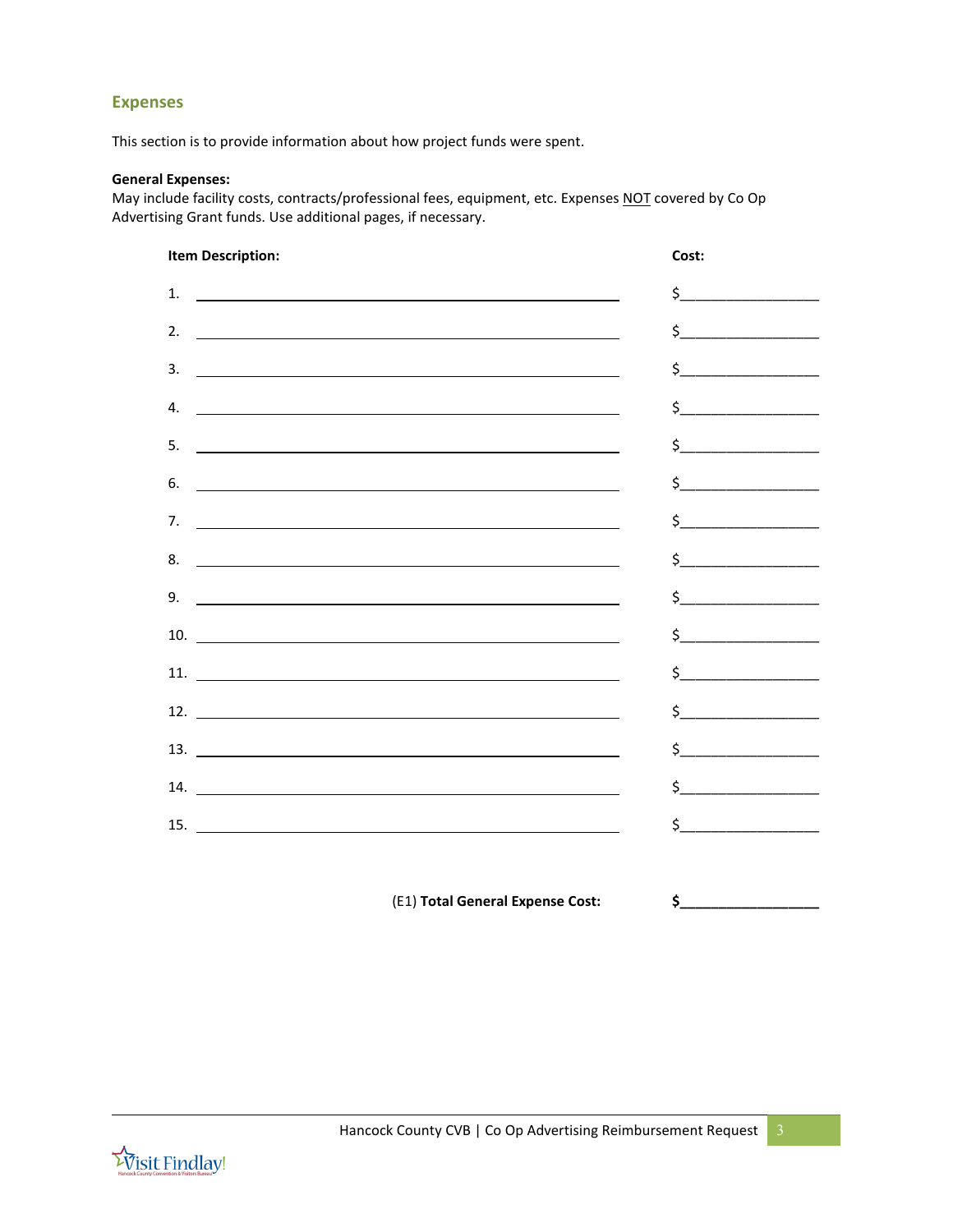## Expenses

This section is to provide information about how project funds were spent.

**General Expenses:**
May include facility costs, contracts/professional fees, equipment, etc. Expenses NOT covered by Co Op Advertising Grant funds. Use additional pages, if necessary.

| **Item Description:** | **Cost:** |
|---|---|
| 1. ______________________________ | $__________________ |
| 2. ______________________________ | $__________________ |
| 3. ______________________________ | $__________________ |
| 4. ______________________________ | $__________________ |
| 5. ______________________________ | $__________________ |
| 6. ______________________________ | $__________________ |
| 7. ______________________________ | $__________________ |
| 8. ______________________________ | $__________________ |
| 9. ______________________________ | $__________________ |
| 10. ______________________________ | $__________________ |
| 11. ______________________________ | $__________________ |
| 12. ______________________________ | $__________________ |
| 13. ______________________________ | $__________________ |
| 14. ______________________________ | $__________________ |
| 15. ______________________________ | $__________________ |
| (E1) **Total General Expense Cost:** | **$__________________** |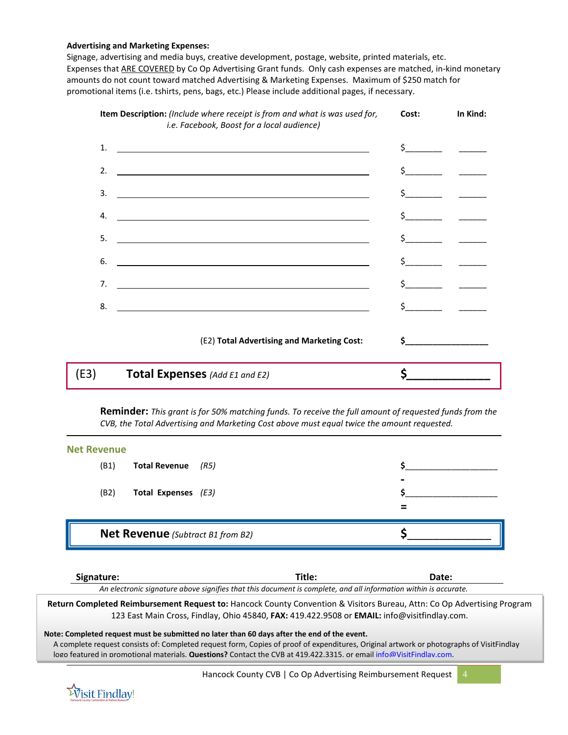**Advertising and Marketing Expenses:**
Signage, advertising and media buys, creative development, postage, website, printed materials, etc. Expenses that ARE COVERED by Co Op Advertising Grant funds. Only cash expenses are matched, in-kind monetary amounts do not count toward matched Advertising & Marketing Expenses. Maximum of $250 match for promotional items (i.e. tshirts, pens, bags, etc.) Please include additional pages, if necessary.

| **Item Description:** *(Include where receipt is from and what is was used for, i.e. Facebook, Boost for a local audience)* | **Cost:** | **In Kind:** |
|---|---|---|
| 1. ______________________________ | $_______ | ______ |
| 2. ______________________________ | $_______ | ______ |
| 3. ______________________________ | $_______ | ______ |
| 4. ______________________________ | $_______ | ______ |
| 5. ______________________________ | $_______ | ______ |
| 6. ______________________________ | $_______ | ______ |
| 7. ______________________________ | $_______ | ______ |
| 8. ______________________________ | $_______ | ______ |

(E2) **Total Advertising and Marketing Cost:** $_______________

(E3) **Total Expenses** *(Add E1 and E2)* $_____________

**Reminder:** *This grant is for 50% matching funds. To receive the full amount of requested funds from the CVB, the Total Advertising and Marketing Cost above must equal twice the amount requested.*

---

## Net Revenue

(B1) **Total Revenue** *(R5)* $__________________

-

(B2) **Total Expenses** *(E3)* $__________________

=

**Net Revenue** *(Subtract B1 from B2)* $______________

**Signature:** **Title:** **Date:**

*An electronic signature above signifies that this document is complete, and all information within is accurate.*

**Return Completed Reimbursement Request to:** Hancock County Convention & Visitors Bureau, Attn: Co Op Advertising Program 123 East Main Cross, Findlay, Ohio 45840, **FAX:** 419.422.9508 or **EMAIL:** info@visitfindlay.com.

**Note: Completed request must be submitted no later than 60 days after the end of the event.**
A complete request consists of: Completed request form, Copies of proof of expenditures, Original artwork or photographs of VisitFindlay logo featured in promotional materials. **Questions?** Contact the CVB at 419.422.3315, or email info@VisitFindlay.com.